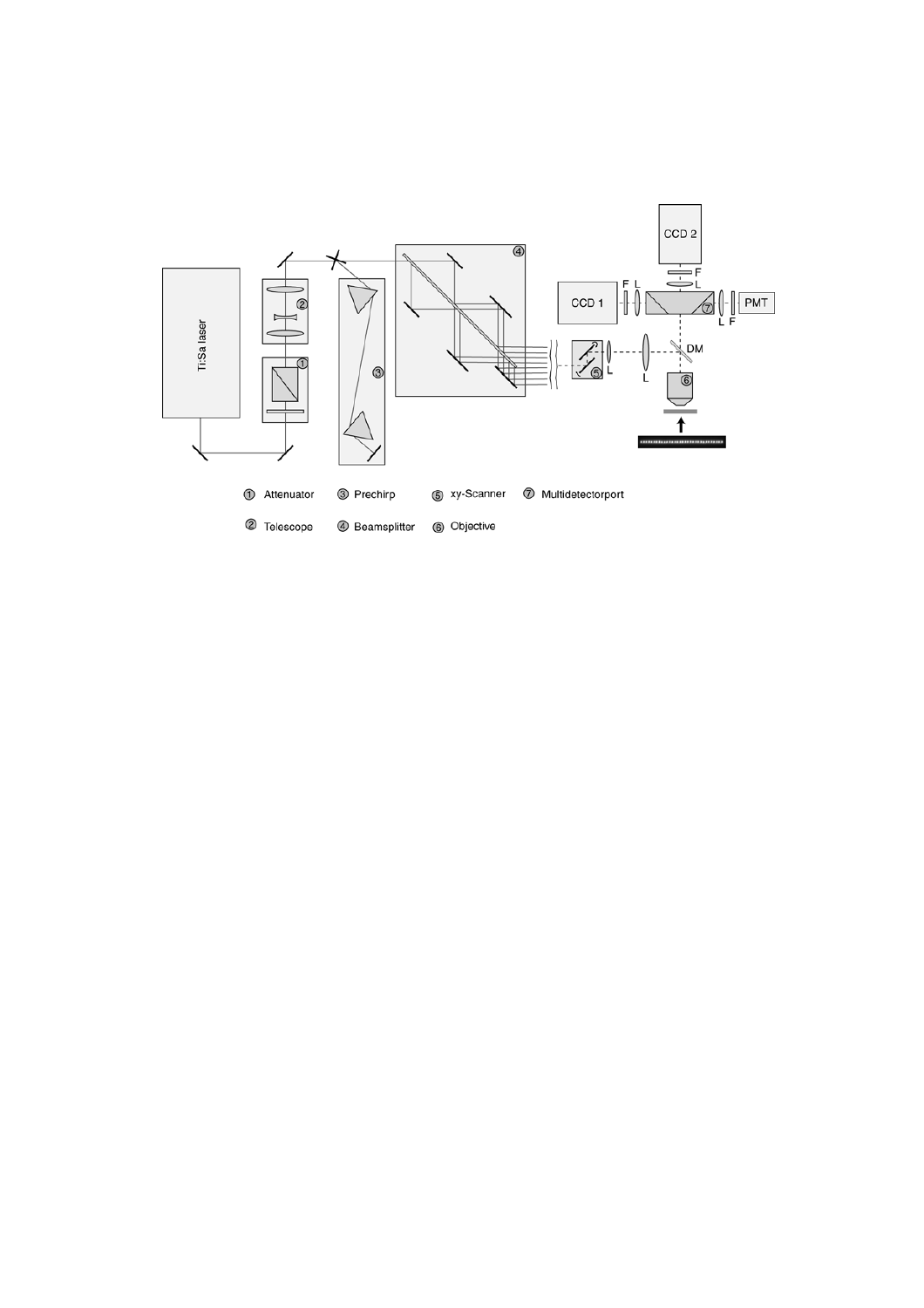① Attenuator

② Telescope

③ Prechirp

④ Beamsplitter

⑤ xy-Scanner

⑥ Objective

⑦ Multidetectorport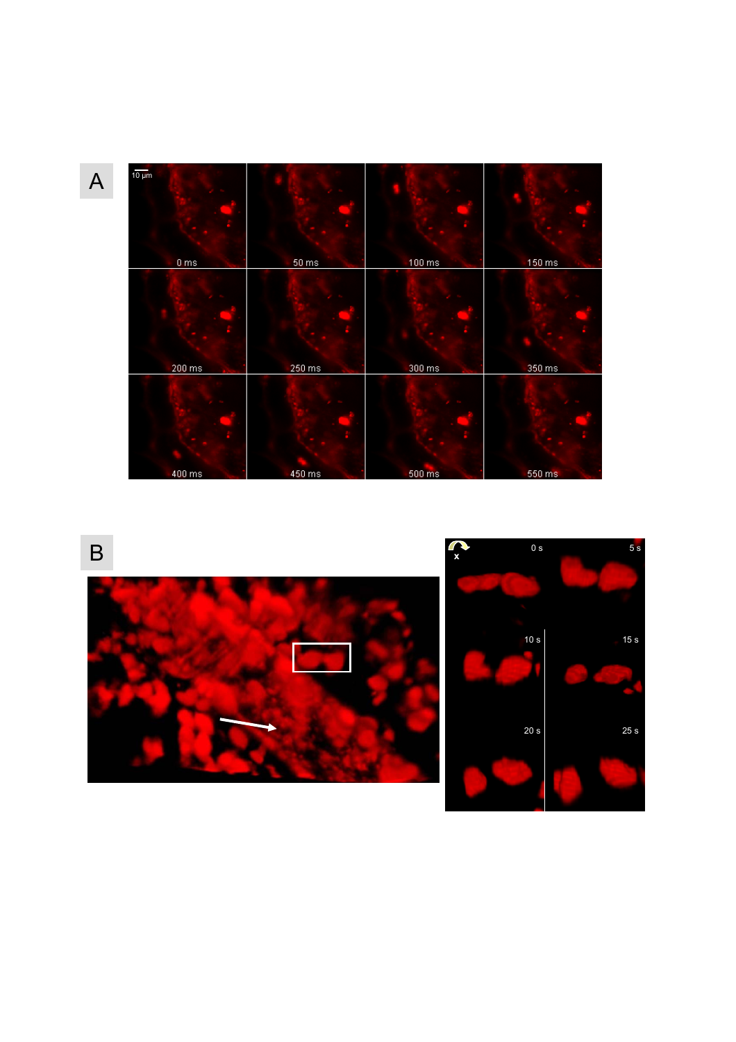A

10 µm

0 ms | 50 ms | 100 ms | 150 ms
200 ms | 250 ms | 300 ms | 350 ms
400 ms | 450 ms | 500 ms | 550 ms

B

x

0 s | 5 s
10 s | 15 s
20 s | 25 s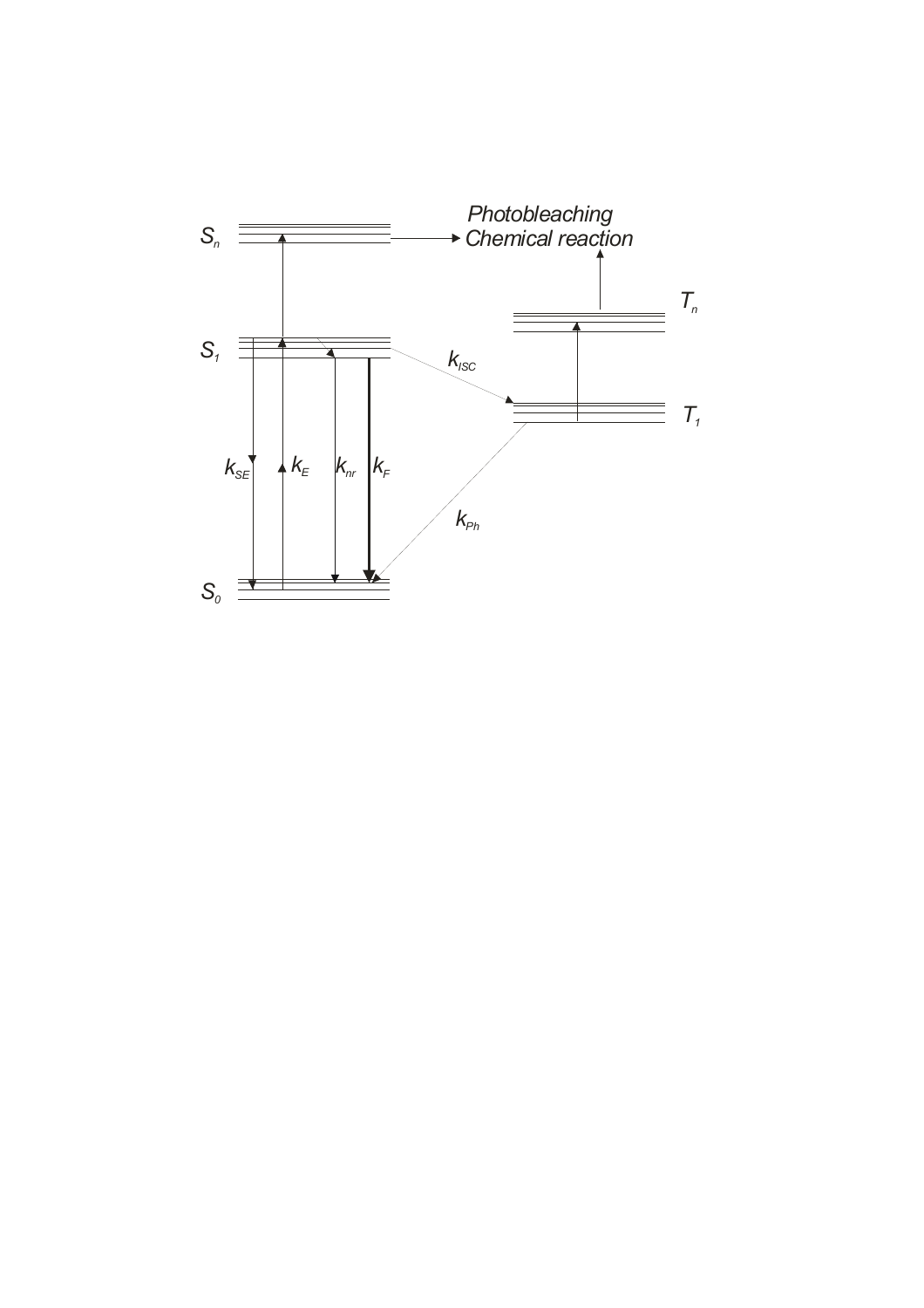$S_n$

Photobleaching
Chemical reaction

$T_n$

$S_1$

$k_{ISC}$

$T_1$

$k_{SE}$ $k_E$ $k_{nr}$ $k_F$

$k_{Ph}$

$S_0$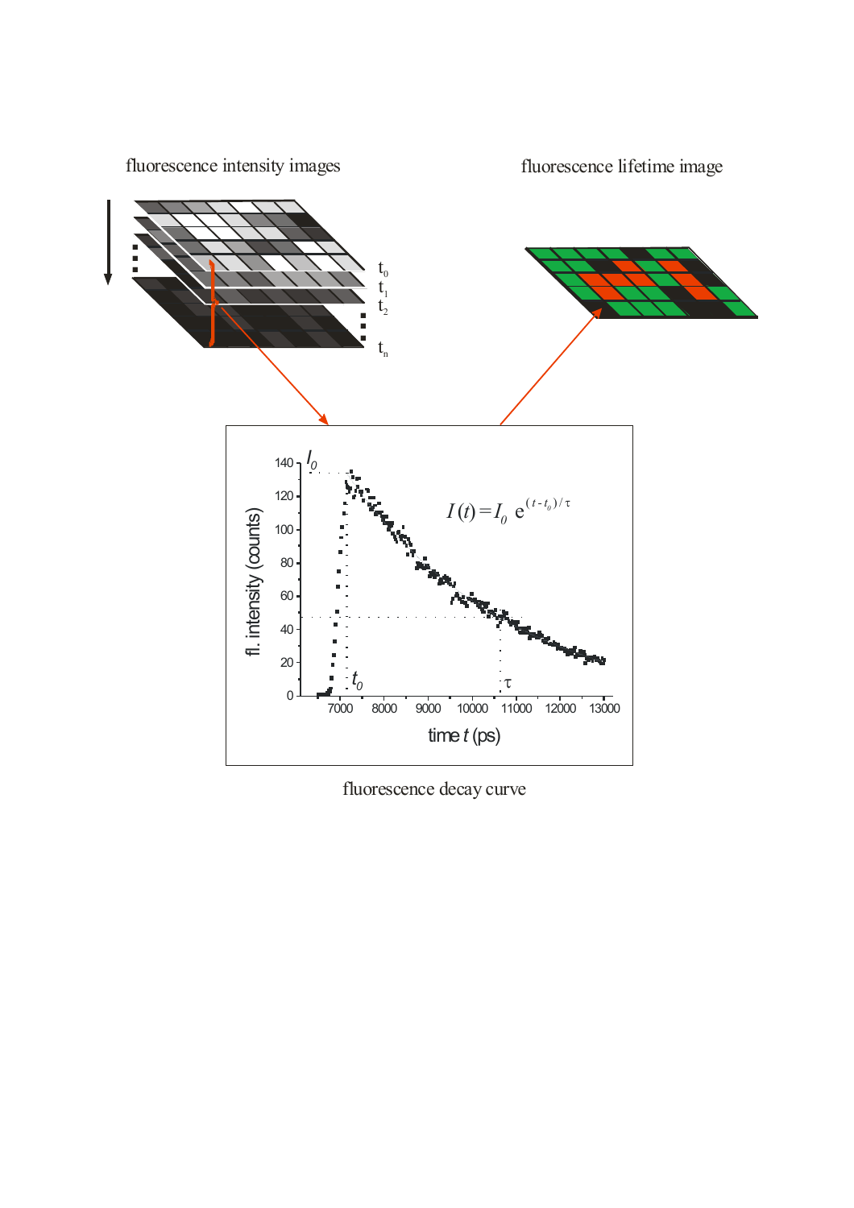fluorescence intensity images

fluorescence lifetime image

$$I(t) = I_0 \, e^{(t-t_0)/\tau}$$

fluorescence decay curve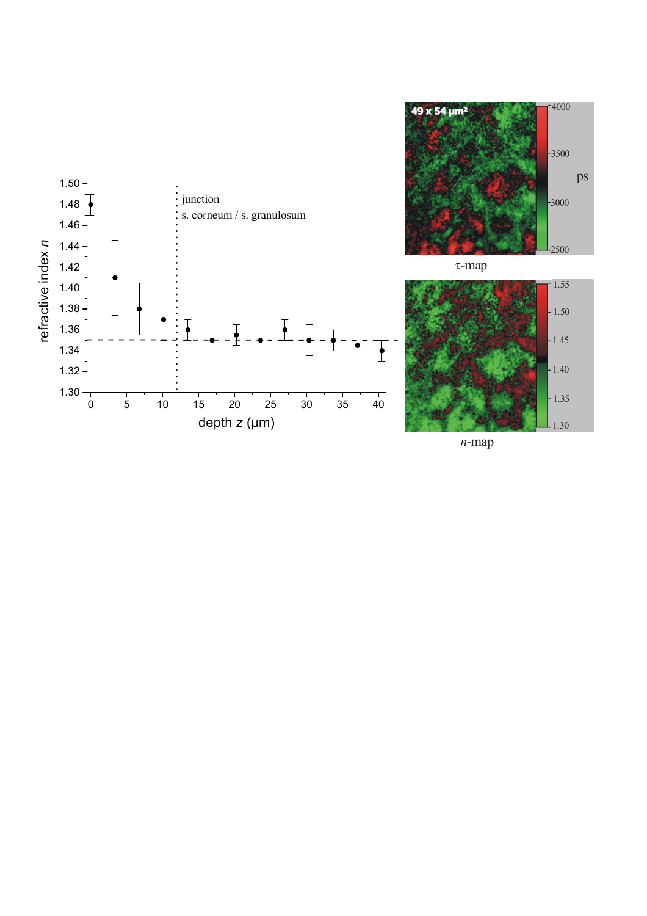refractive index $n$

depth $z$ (µm)

junction
s. corneum / s. granulosum

49 x 54 µm²

τ-map

ps

4000, 3500, 3000, 2500

$n$-map

1.55, 1.50, 1.45, 1.40, 1.35, 1.30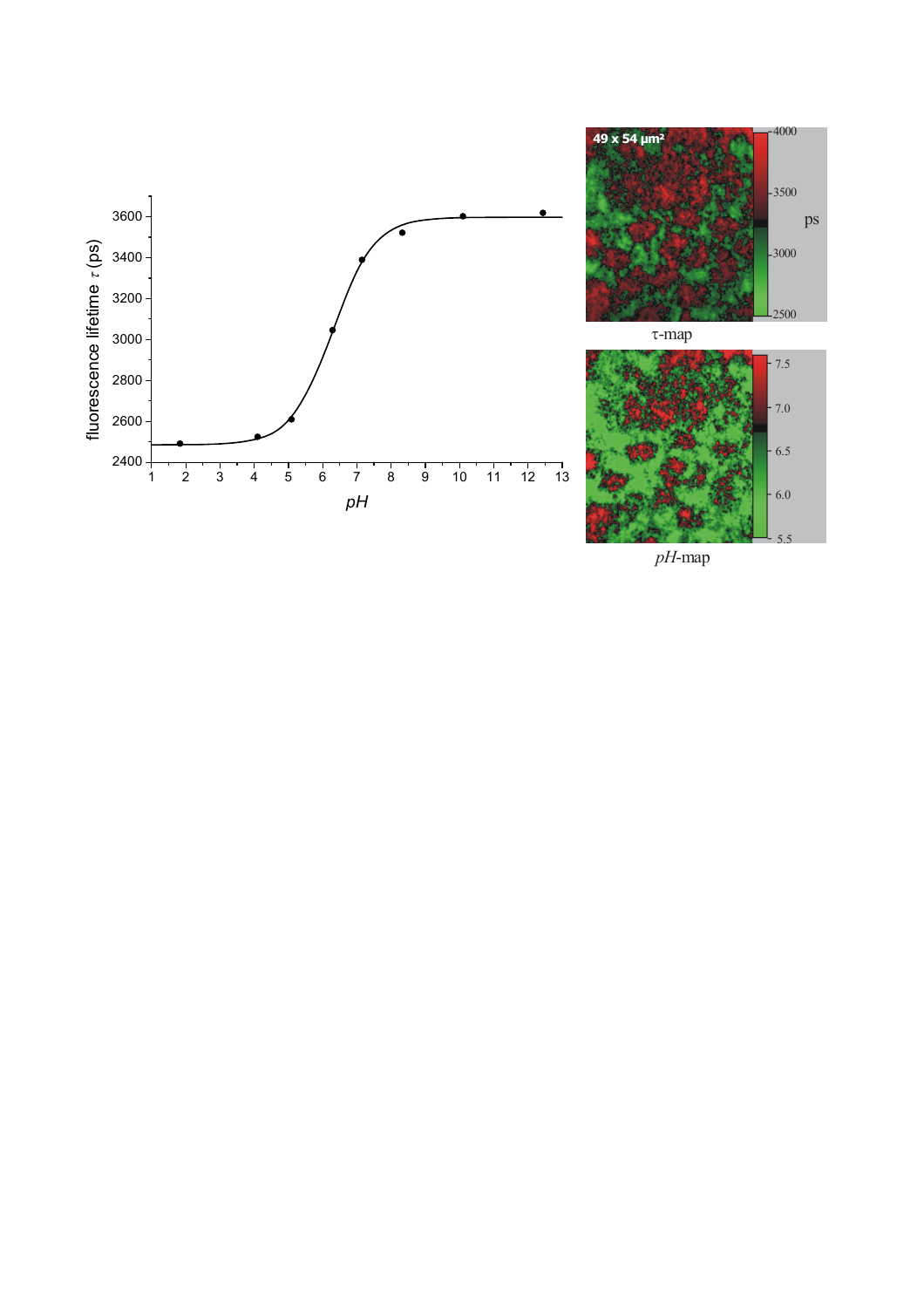fluorescence lifetime $\tau$ (ps)

$pH$

49 x 54 μm²

τ-map

$pH$-map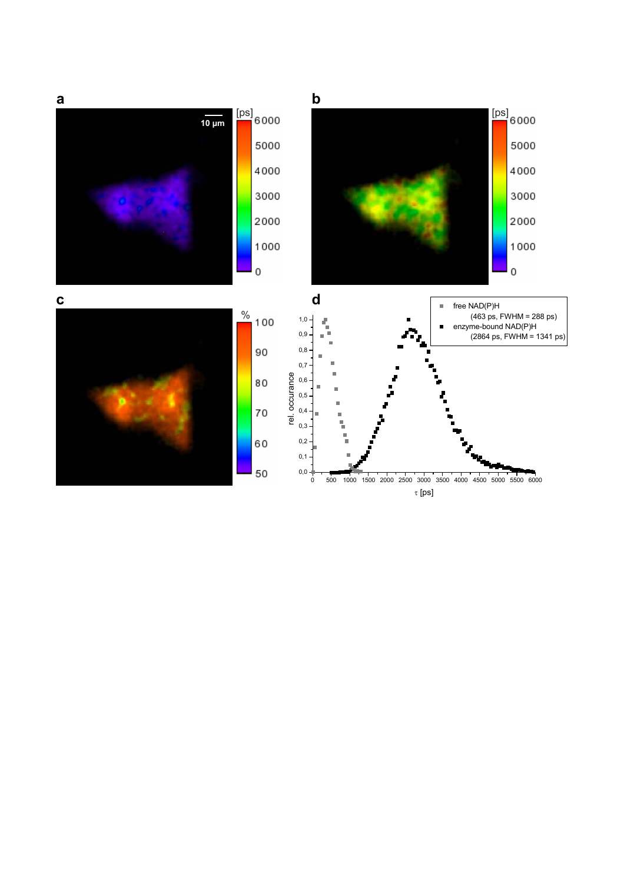a

10 µm

[ps]
6000
5000
4000
3000
2000
1000
0

b

[ps]
6000
5000
4000
3000
2000
1000
0

c

%
100
90
80
70
60
50

d

free NAD(P)H
(463 ps, FWHM = 288 ps)
enzyme-bound NAD(P)H
(2864 ps, FWHM = 1341 ps)

rel. occurance

1,0
0,9
0,8
0,7
0,6
0,5
0,4
0,3
0,2
0,1
0,0

0 500 1000 1500 2000 2500 3000 3500 4000 4500 5000 5500 6000

τ [ps]